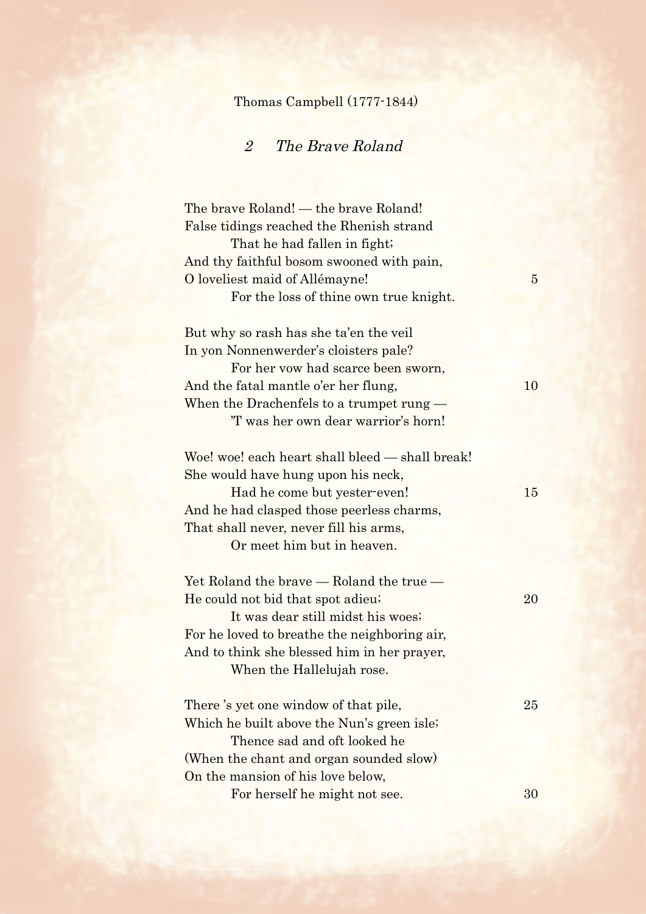Thomas Campbell (1777-1844)

## *2 The Brave Roland*

The brave Roland! — the brave Roland!  
False tidings reached the Rhenish strand  
    That he had fallen in fight;  
And thy faithful bosom swooned with pain,  
O loveliest maid of Allémayne! 5  
    For the loss of thine own true knight.

But why so rash has she ta'en the veil  
In yon Nonnenwerder's cloisters pale?  
    For her vow had scarce been sworn,  
And the fatal mantle o'er her flung, 10  
When the Drachenfels to a trumpet rung —  
    'T was her own dear warrior's horn!

Woe! woe! each heart shall bleed — shall break!  
She would have hung upon his neck,  
    Had he come but yester-even! 15  
And he had clasped those peerless charms,  
That shall never, never fill his arms,  
    Or meet him but in heaven.

Yet Roland the brave — Roland the true —  
He could not bid that spot adieu; 20  
    It was dear still midst his woes;  
For he loved to breathe the neighboring air,  
And to think she blessed him in her prayer,  
    When the Hallelujah rose.

There 's yet one window of that pile, 25  
Which he built above the Nun's green isle;  
    Thence sad and oft looked he  
(When the chant and organ sounded slow)  
On the mansion of his love below,  
    For herself he might not see. 30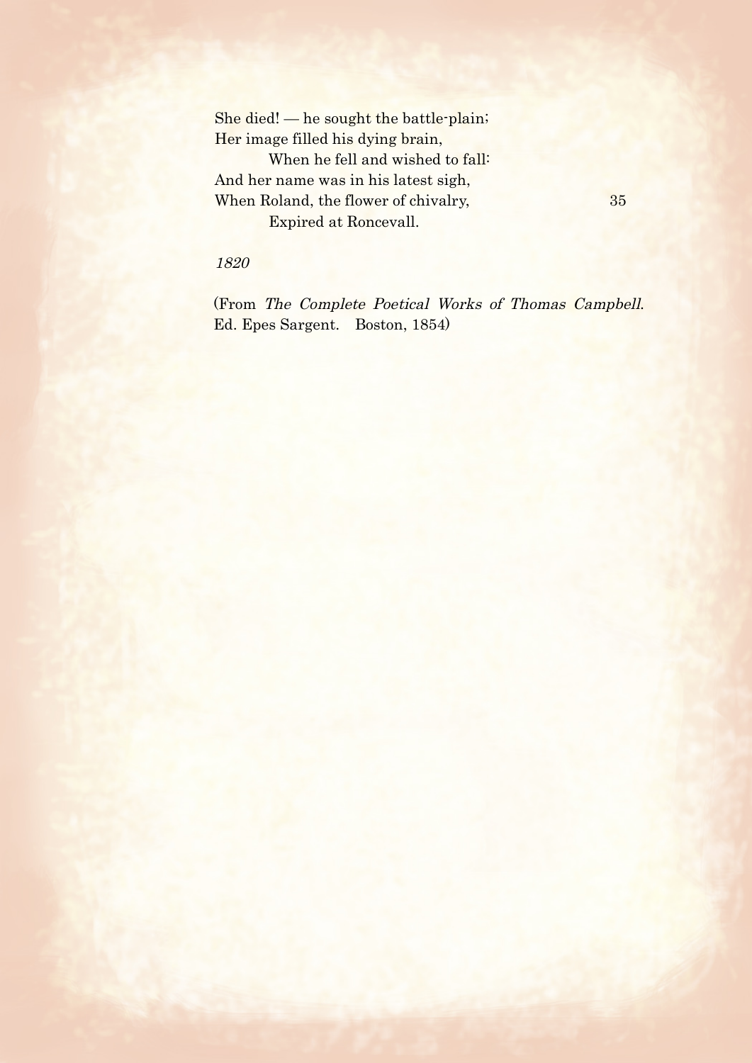She died! — he sought the battle-plain;  
Her image filled his dying brain,  
          When he fell and wished to fall:  
And her name was in his latest sigh,  
When Roland, the flower of chivalry,                                        35  
          Expired at Roncevall.

*1820*

(From *The Complete Poetical Works of Thomas Campbell*. Ed. Epes Sargent.    Boston, 1854)